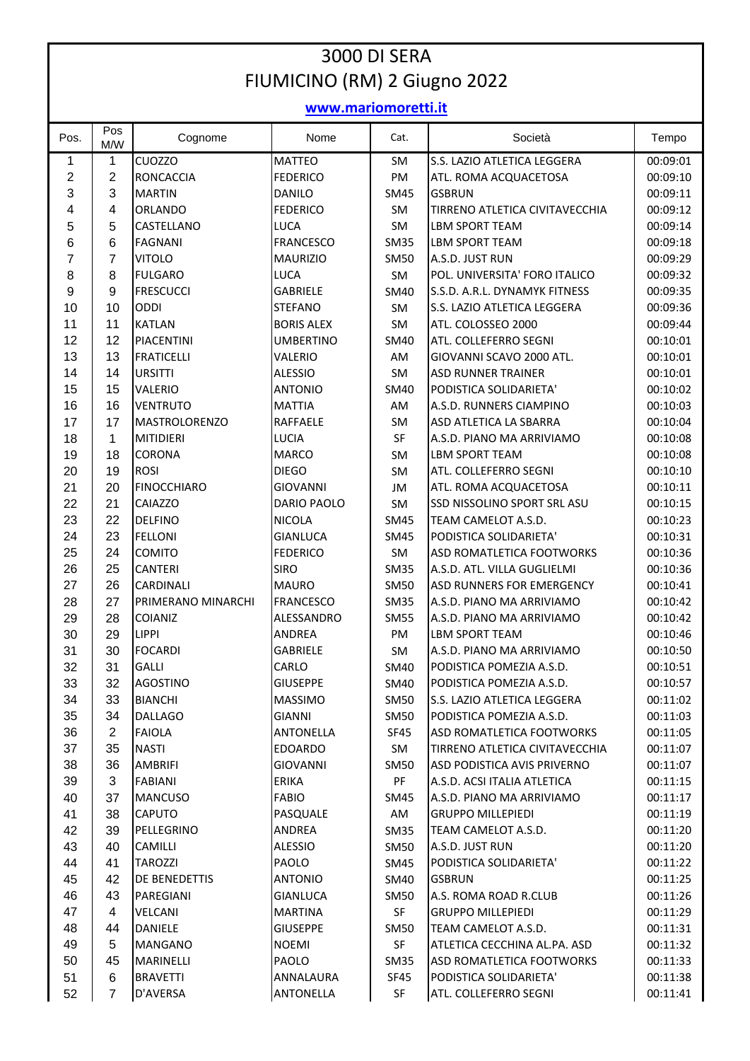# 3000 DI SERA

## FIUMICINO (RM) 2 Giugno 2022

**www.mariomoretti.it**

| Pos. | Pos M/W | Cognome | Nome | Cat. | Società | Tempo |
|---|---|---|---|---|---|---|
| 1 | 1 | CUOZZO | MATTEO | SM | S.S. LAZIO ATLETICA LEGGERA | 00:09:01 |
| 2 | 2 | RONCACCIA | FEDERICO | PM | ATL. ROMA ACQUACETOSA | 00:09:10 |
| 3 | 3 | MARTIN | DANILO | SM45 | GSBRUN | 00:09:11 |
| 4 | 4 | ORLANDO | FEDERICO | SM | TIRRENO ATLETICA CIVITAVECCHIA | 00:09:12 |
| 5 | 5 | CASTELLANO | LUCA | SM | LBM SPORT TEAM | 00:09:14 |
| 6 | 6 | FAGNANI | FRANCESCO | SM35 | LBM SPORT TEAM | 00:09:18 |
| 7 | 7 | VITOLO | MAURIZIO | SM50 | A.S.D. JUST RUN | 00:09:29 |
| 8 | 8 | FULGARO | LUCA | SM | POL. UNIVERSITA' FORO ITALICO | 00:09:32 |
| 9 | 9 | FRESCUCCI | GABRIELE | SM40 | S.S.D. A.R.L. DYNAMYK FITNESS | 00:09:35 |
| 10 | 10 | ODDI | STEFANO | SM | S.S. LAZIO ATLETICA LEGGERA | 00:09:36 |
| 11 | 11 | KATLAN | BORIS ALEX | SM | ATL. COLOSSEO 2000 | 00:09:44 |
| 12 | 12 | PIACENTINI | UMBERTINO | SM40 | ATL. COLLEFERRO SEGNI | 00:10:01 |
| 13 | 13 | FRATICELLI | VALERIO | AM | GIOVANNI SCAVO 2000 ATL. | 00:10:01 |
| 14 | 14 | URSITTI | ALESSIO | SM | ASD RUNNER TRAINER | 00:10:01 |
| 15 | 15 | VALERIO | ANTONIO | SM40 | PODISTICA SOLIDARIETA' | 00:10:02 |
| 16 | 16 | VENTRUTO | MATTIA | AM | A.S.D. RUNNERS CIAMPINO | 00:10:03 |
| 17 | 17 | MASTROLORENZO | RAFFAELE | SM | ASD ATLETICA LA SBARRA | 00:10:04 |
| 18 | 1 | MITIDIERI | LUCIA | SF | A.S.D. PIANO MA ARRIVIAMO | 00:10:08 |
| 19 | 18 | CORONA | MARCO | SM | LBM SPORT TEAM | 00:10:08 |
| 20 | 19 | ROSI | DIEGO | SM | ATL. COLLEFERRO SEGNI | 00:10:10 |
| 21 | 20 | FINOCCHIARO | GIOVANNI | JM | ATL. ROMA ACQUACETOSA | 00:10:11 |
| 22 | 21 | CAIAZZO | DARIO PAOLO | SM | SSD NISSOLINO SPORT SRL ASU | 00:10:15 |
| 23 | 22 | DELFINO | NICOLA | SM45 | TEAM CAMELOT A.S.D. | 00:10:23 |
| 24 | 23 | FELLONI | GIANLUCA | SM45 | PODISTICA SOLIDARIETA' | 00:10:31 |
| 25 | 24 | COMITO | FEDERICO | SM | ASD ROMATLETICA FOOTWORKS | 00:10:36 |
| 26 | 25 | CANTERI | SIRO | SM35 | A.S.D. ATL. VILLA GUGLIELMI | 00:10:36 |
| 27 | 26 | CARDINALI | MAURO | SM50 | ASD RUNNERS FOR EMERGENCY | 00:10:41 |
| 28 | 27 | PRIMERANO MINARCHI | FRANCESCO | SM35 | A.S.D. PIANO MA ARRIVIAMO | 00:10:42 |
| 29 | 28 | COIANIZ | ALESSANDRO | SM55 | A.S.D. PIANO MA ARRIVIAMO | 00:10:42 |
| 30 | 29 | LIPPI | ANDREA | PM | LBM SPORT TEAM | 00:10:46 |
| 31 | 30 | FOCARDI | GABRIELE | SM | A.S.D. PIANO MA ARRIVIAMO | 00:10:50 |
| 32 | 31 | GALLI | CARLO | SM40 | PODISTICA POMEZIA A.S.D. | 00:10:51 |
| 33 | 32 | AGOSTINO | GIUSEPPE | SM40 | PODISTICA POMEZIA A.S.D. | 00:10:57 |
| 34 | 33 | BIANCHI | MASSIMO | SM50 | S.S. LAZIO ATLETICA LEGGERA | 00:11:02 |
| 35 | 34 | DALLAGO | GIANNI | SM50 | PODISTICA POMEZIA A.S.D. | 00:11:03 |
| 36 | 2 | FAIOLA | ANTONELLA | SF45 | ASD ROMATLETICA FOOTWORKS | 00:11:05 |
| 37 | 35 | NASTI | EDOARDO | SM | TIRRENO ATLETICA CIVITAVECCHIA | 00:11:07 |
| 38 | 36 | AMBRIFI | GIOVANNI | SM50 | ASD PODISTICA AVIS PRIVERNO | 00:11:07 |
| 39 | 3 | FABIANI | ERIKA | PF | A.S.D. ACSI ITALIA ATLETICA | 00:11:15 |
| 40 | 37 | MANCUSO | FABIO | SM45 | A.S.D. PIANO MA ARRIVIAMO | 00:11:17 |
| 41 | 38 | CAPUTO | PASQUALE | AM | GRUPPO MILLEPIEDI | 00:11:19 |
| 42 | 39 | PELLEGRINO | ANDREA | SM35 | TEAM CAMELOT A.S.D. | 00:11:20 |
| 43 | 40 | CAMILLI | ALESSIO | SM50 | A.S.D. JUST RUN | 00:11:20 |
| 44 | 41 | TAROZZI | PAOLO | SM45 | PODISTICA SOLIDARIETA' | 00:11:22 |
| 45 | 42 | DE BENEDETTIS | ANTONIO | SM40 | GSBRUN | 00:11:25 |
| 46 | 43 | PAREGIANI | GIANLUCA | SM50 | A.S. ROMA ROAD R.CLUB | 00:11:26 |
| 47 | 4 | VELCANI | MARTINA | SF | GRUPPO MILLEPIEDI | 00:11:29 |
| 48 | 44 | DANIELE | GIUSEPPE | SM50 | TEAM CAMELOT A.S.D. | 00:11:31 |
| 49 | 5 | MANGANO | NOEMI | SF | ATLETICA CECCHINA AL.PA. ASD | 00:11:32 |
| 50 | 45 | MARINELLI | PAOLO | SM35 | ASD ROMATLETICA FOOTWORKS | 00:11:33 |
| 51 | 6 | BRAVETTI | ANNALAURA | SF45 | PODISTICA SOLIDARIETA' | 00:11:38 |
| 52 | 7 | D'AVERSA | ANTONELLA | SF | ATL. COLLEFERRO SEGNI | 00:11:41 |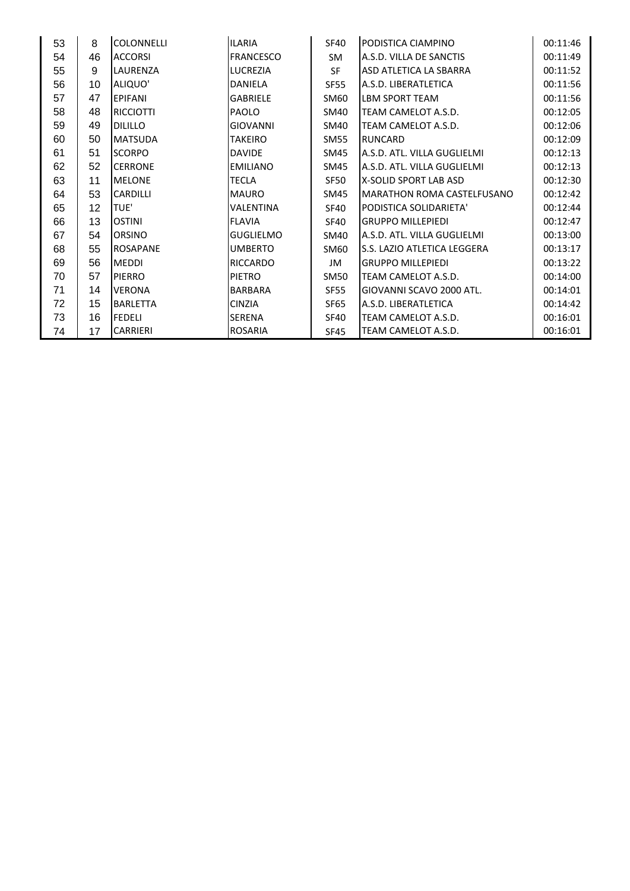| | | | | | | |
|---|---|---|---|---|---|---|
| 53 | 8 | COLONNELLI | ILARIA | SF40 | PODISTICA CIAMPINO | 00:11:46 |
| 54 | 46 | ACCORSI | FRANCESCO | SM | A.S.D. VILLA DE SANCTIS | 00:11:49 |
| 55 | 9 | LAURENZA | LUCREZIA | SF | ASD ATLETICA LA SBARRA | 00:11:52 |
| 56 | 10 | ALIQUO' | DANIELA | SF55 | A.S.D. LIBERATLETICA | 00:11:56 |
| 57 | 47 | EPIFANI | GABRIELE | SM60 | LBM SPORT TEAM | 00:11:56 |
| 58 | 48 | RICCIOTTI | PAOLO | SM40 | TEAM CAMELOT A.S.D. | 00:12:05 |
| 59 | 49 | DILILLO | GIOVANNI | SM40 | TEAM CAMELOT A.S.D. | 00:12:06 |
| 60 | 50 | MATSUDA | TAKEIRO | SM55 | RUNCARD | 00:12:09 |
| 61 | 51 | SCORPO | DAVIDE | SM45 | A.S.D. ATL. VILLA GUGLIELMI | 00:12:13 |
| 62 | 52 | CERRONE | EMILIANO | SM45 | A.S.D. ATL. VILLA GUGLIELMI | 00:12:13 |
| 63 | 11 | MELONE | TECLA | SF50 | X-SOLID SPORT LAB ASD | 00:12:30 |
| 64 | 53 | CARDILLI | MAURO | SM45 | MARATHON ROMA CASTELFUSANO | 00:12:42 |
| 65 | 12 | TUE' | VALENTINA | SF40 | PODISTICA SOLIDARIETA' | 00:12:44 |
| 66 | 13 | OSTINI | FLAVIA | SF40 | GRUPPO MILLEPIEDI | 00:12:47 |
| 67 | 54 | ORSINO | GUGLIELMO | SM40 | A.S.D. ATL. VILLA GUGLIELMI | 00:13:00 |
| 68 | 55 | ROSAPANE | UMBERTO | SM60 | S.S. LAZIO ATLETICA LEGGERA | 00:13:17 |
| 69 | 56 | MEDDI | RICCARDO | JM | GRUPPO MILLEPIEDI | 00:13:22 |
| 70 | 57 | PIERRO | PIETRO | SM50 | TEAM CAMELOT A.S.D. | 00:14:00 |
| 71 | 14 | VERONA | BARBARA | SF55 | GIOVANNI SCAVO 2000 ATL. | 00:14:01 |
| 72 | 15 | BARLETTA | CINZIA | SF65 | A.S.D. LIBERATLETICA | 00:14:42 |
| 73 | 16 | FEDELI | SERENA | SF40 | TEAM CAMELOT A.S.D. | 00:16:01 |
| 74 | 17 | CARRIERI | ROSARIA | SF45 | TEAM CAMELOT A.S.D. | 00:16:01 |